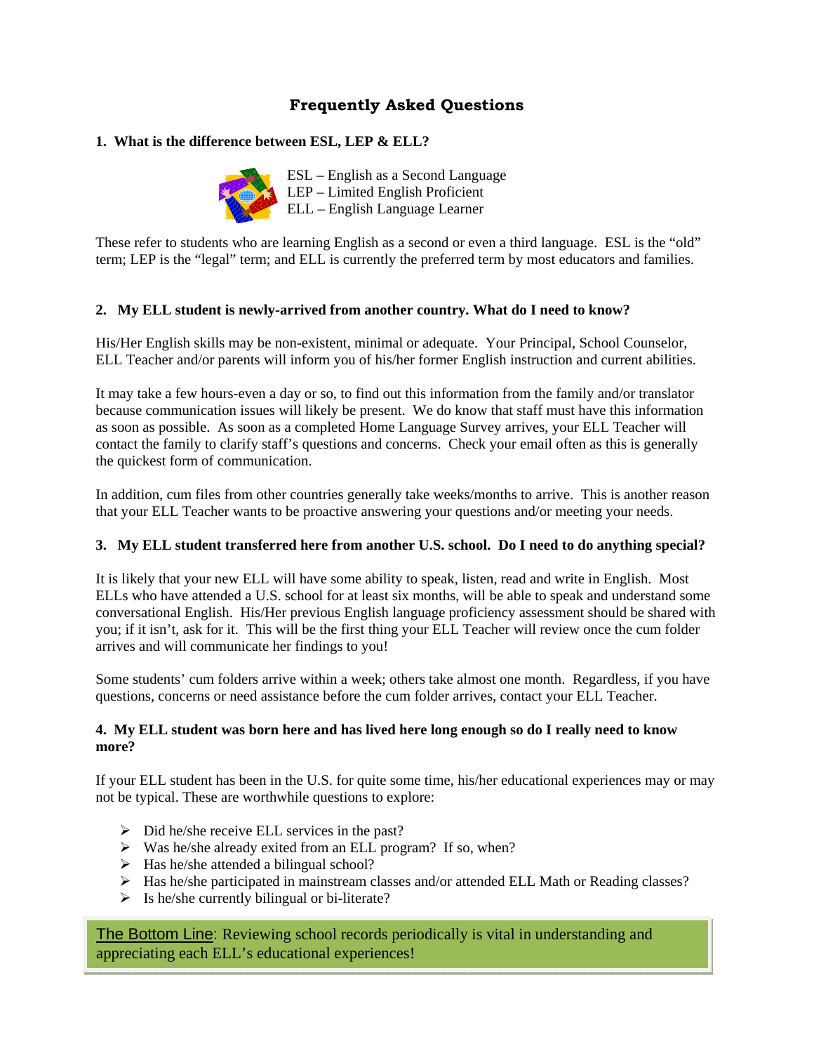# Frequently Asked Questions

**1. What is the difference between ESL, LEP & ELL?**

ESL – English as a Second Language
LEP – Limited English Proficient
ELL – English Language Learner

These refer to students who are learning English as a second or even a third language. ESL is the "old" term; LEP is the "legal" term; and ELL is currently the preferred term by most educators and families.

**2. My ELL student is newly-arrived from another country. What do I need to know?**

His/Her English skills may be non-existent, minimal or adequate. Your Principal, School Counselor, ELL Teacher and/or parents will inform you of his/her former English instruction and current abilities.

It may take a few hours-even a day or so, to find out this information from the family and/or translator because communication issues will likely be present. We do know that staff must have this information as soon as possible. As soon as a completed Home Language Survey arrives, your ELL Teacher will contact the family to clarify staff's questions and concerns. Check your email often as this is generally the quickest form of communication.

In addition, cum files from other countries generally take weeks/months to arrive. This is another reason that your ELL Teacher wants to be proactive answering your questions and/or meeting your needs.

**3. My ELL student transferred here from another U.S. school. Do I need to do anything special?**

It is likely that your new ELL will have some ability to speak, listen, read and write in English. Most ELLs who have attended a U.S. school for at least six months, will be able to speak and understand some conversational English. His/Her previous English language proficiency assessment should be shared with you; if it isn't, ask for it. This will be the first thing your ELL Teacher will review once the cum folder arrives and will communicate her findings to you!

Some students' cum folders arrive within a week; others take almost one month. Regardless, if you have questions, concerns or need assistance before the cum folder arrives, contact your ELL Teacher.

**4. My ELL student was born here and has lived here long enough so do I really need to know more?**

If your ELL student has been in the U.S. for quite some time, his/her educational experiences may or may not be typical. These are worthwhile questions to explore:

- Did he/she receive ELL services in the past?
- Was he/she already exited from an ELL program? If so, when?
- Has he/she attended a bilingual school?
- Has he/she participated in mainstream classes and/or attended ELL Math or Reading classes?
- Is he/she currently bilingual or bi-literate?

The Bottom Line: Reviewing school records periodically is vital in understanding and appreciating each ELL's educational experiences!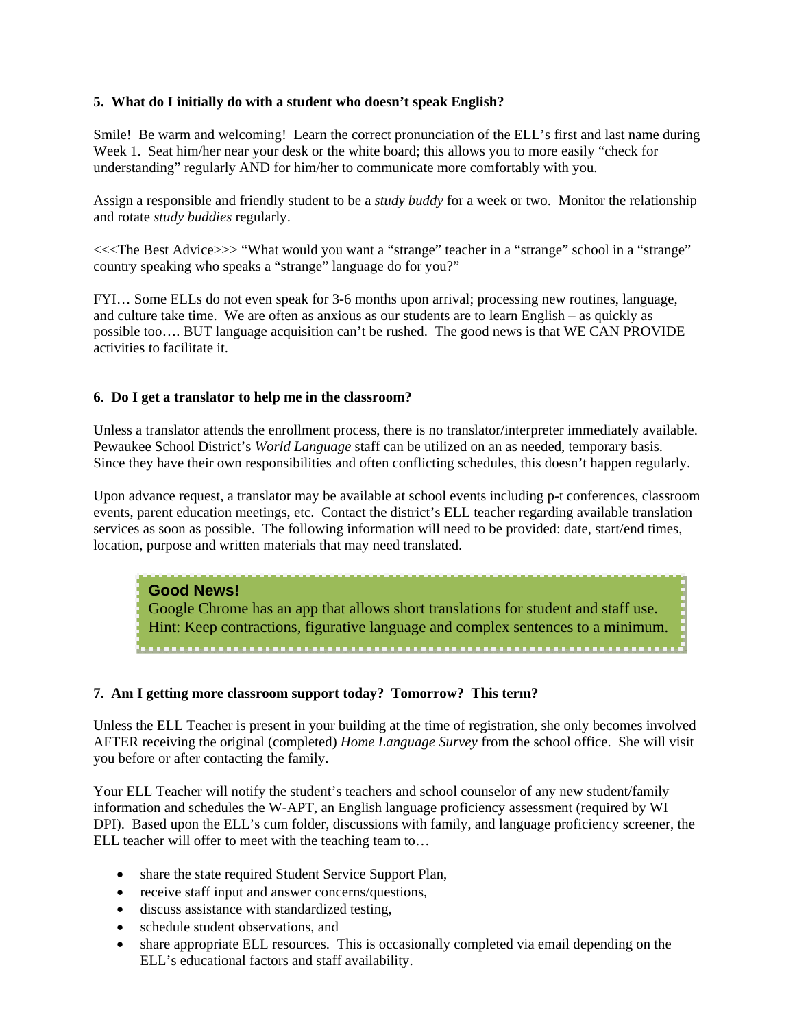### 5. What do I initially do with a student who doesn't speak English?

Smile! Be warm and welcoming! Learn the correct pronunciation of the ELL's first and last name during Week 1. Seat him/her near your desk or the white board; this allows you to more easily "check for understanding" regularly AND for him/her to communicate more comfortably with you.

Assign a responsible and friendly student to be a *study buddy* for a week or two. Monitor the relationship and rotate *study buddies* regularly.

<<<The Best Advice>>> "What would you want a "strange" teacher in a "strange" school in a "strange" country speaking who speaks a "strange" language do for you?"

FYI… Some ELLs do not even speak for 3-6 months upon arrival; processing new routines, language, and culture take time. We are often as anxious as our students are to learn English – as quickly as possible too…. BUT language acquisition can't be rushed. The good news is that WE CAN PROVIDE activities to facilitate it.

### 6. Do I get a translator to help me in the classroom?

Unless a translator attends the enrollment process, there is no translator/interpreter immediately available. Pewaukee School District's *World Language* staff can be utilized on an as needed, temporary basis. Since they have their own responsibilities and often conflicting schedules, this doesn't happen regularly.

Upon advance request, a translator may be available at school events including p-t conferences, classroom events, parent education meetings, etc. Contact the district's ELL teacher regarding available translation services as soon as possible. The following information will need to be provided: date, start/end times, location, purpose and written materials that may need translated.

> **Good News!**
> Google Chrome has an app that allows short translations for student and staff use.
> Hint: Keep contractions, figurative language and complex sentences to a minimum.

### 7. Am I getting more classroom support today? Tomorrow? This term?

Unless the ELL Teacher is present in your building at the time of registration, she only becomes involved AFTER receiving the original (completed) *Home Language Survey* from the school office. She will visit you before or after contacting the family.

Your ELL Teacher will notify the student's teachers and school counselor of any new student/family information and schedules the W-APT, an English language proficiency assessment (required by WI DPI). Based upon the ELL's cum folder, discussions with family, and language proficiency screener, the ELL teacher will offer to meet with the teaching team to…

- share the state required Student Service Support Plan,
- receive staff input and answer concerns/questions,
- discuss assistance with standardized testing,
- schedule student observations, and
- share appropriate ELL resources. This is occasionally completed via email depending on the ELL's educational factors and staff availability.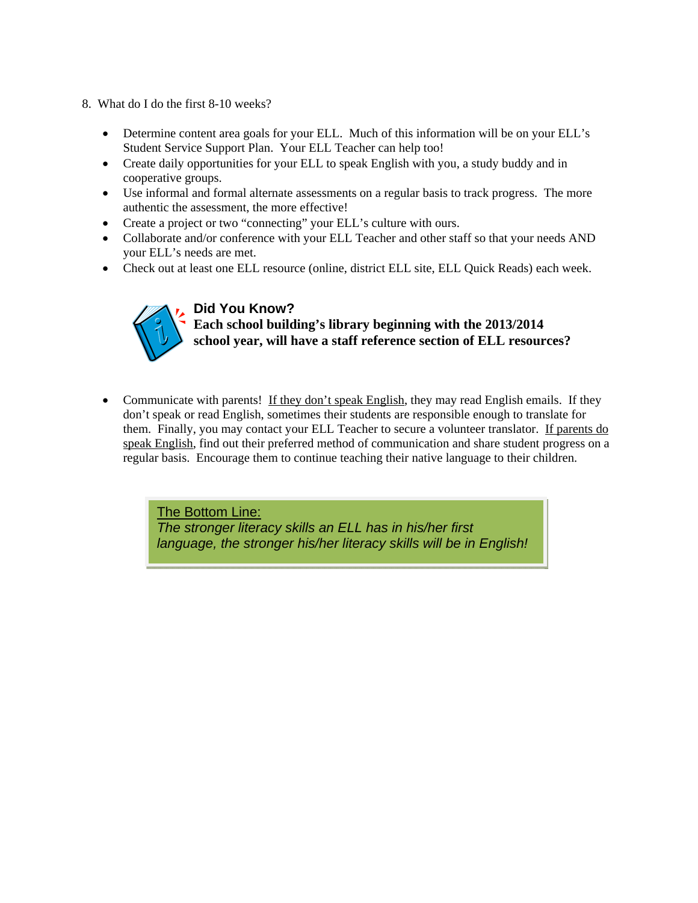8. What do I do the first 8-10 weeks?

- Determine content area goals for your ELL. Much of this information will be on your ELL's Student Service Support Plan. Your ELL Teacher can help too!
- Create daily opportunities for your ELL to speak English with you, a study buddy and in cooperative groups.
- Use informal and formal alternate assessments on a regular basis to track progress. The more authentic the assessment, the more effective!
- Create a project or two "connecting" your ELL's culture with ours.
- Collaborate and/or conference with your ELL Teacher and other staff so that your needs AND your ELL's needs are met.
- Check out at least one ELL resource (online, district ELL site, ELL Quick Reads) each week.

**Did You Know?**
**Each school building's library beginning with the 2013/2014 school year, will have a staff reference section of ELL resources?**

- Communicate with parents! <u>If they don't speak English</u>, they may read English emails. If they don't speak or read English, sometimes their students are responsible enough to translate for them. Finally, you may contact your ELL Teacher to secure a volunteer translator. <u>If parents do speak English</u>, find out their preferred method of communication and share student progress on a regular basis. Encourage them to continue teaching their native language to their children.

<u>The Bottom Line:</u>
*The stronger literacy skills an ELL has in his/her first language, the stronger his/her literacy skills will be in English!*